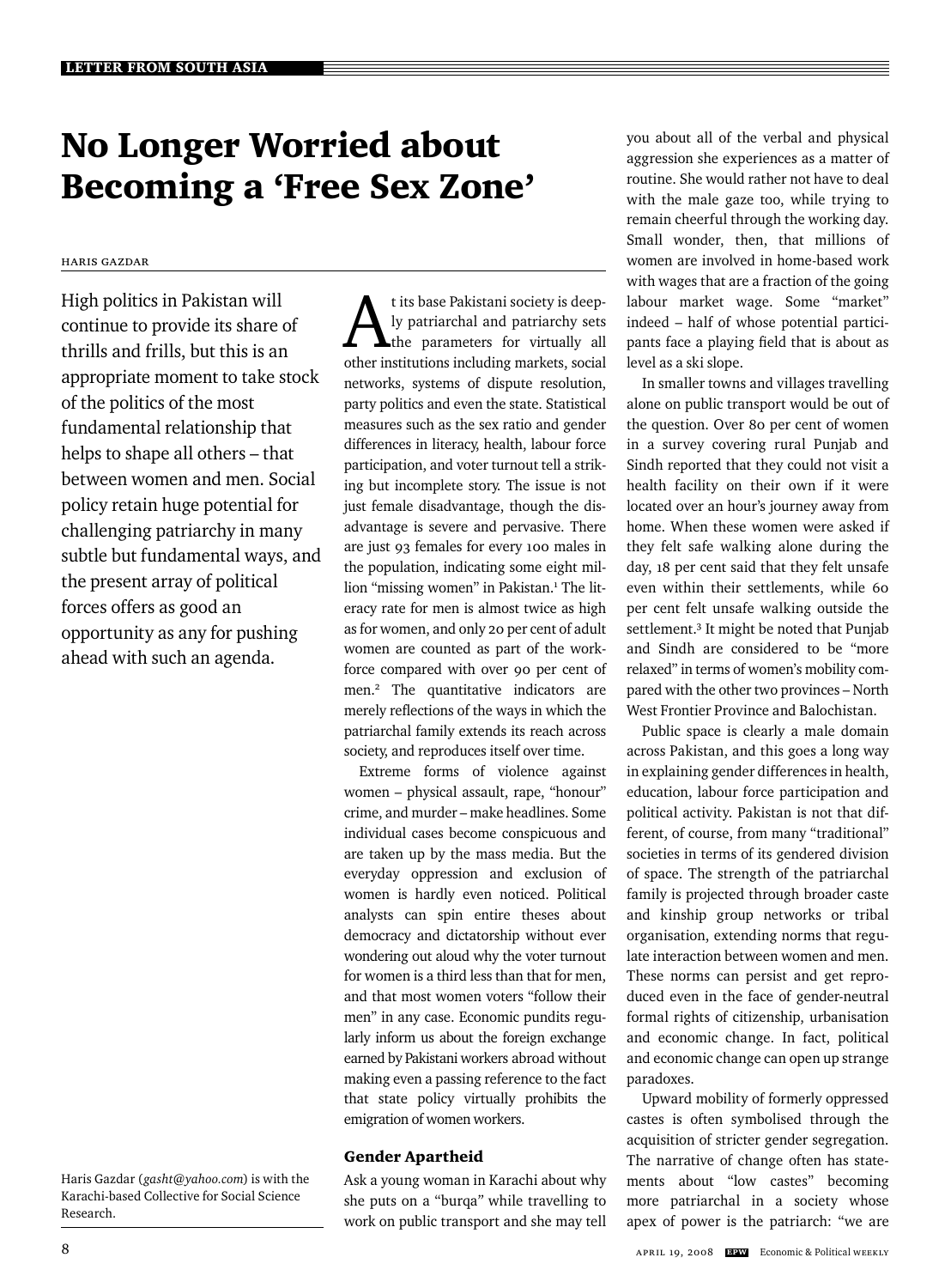LETTER FROM SOUTH ASIA

# No Longer Worried about Becoming a 'Free Sex Zone'

HARIS GAZDAR

High politics in Pakistan will continue to provide its share of thrills and frills, but this is an appropriate moment to take stock of the politics of the most fundamental relationship that helps to shape all others – that between women and men. Social policy retain huge potential for challenging patriarchy in many subtle but fundamental ways, and the present array of political forces offers as good an opportunity as any for pushing ahead with such an agenda.

Haris Gazdar (*gasht@yahoo.com*) is with the Karachi-based Collective for Social Science Research.

At its base Pakistani society is deeply patriarchal and patriarchy sets the parameters for virtually all other institutions including markets, social networks, systems of dispute resolution, party politics and even the state. Statistical measures such as the sex ratio and gender differences in literacy, health, labour force participation, and voter turnout tell a striking but incomplete story. The issue is not just female disadvantage, though the disadvantage is severe and pervasive. There are just 93 females for every 100 males in the population, indicating some eight million "missing women" in Pakistan.[1] The literacy rate for men is almost twice as high as for women, and only 20 per cent of adult women are counted as part of the workforce compared with over 90 per cent of men.[2] The quantitative indicators are merely reflections of the ways in which the patriarchal family extends its reach across society, and reproduces itself over time.

Extreme forms of violence against women – physical assault, rape, "honour" crime, and murder – make headlines. Some individual cases become conspicuous and are taken up by the mass media. But the everyday oppression and exclusion of women is hardly even noticed. Political analysts can spin entire theses about democracy and dictatorship without ever wondering out aloud why the voter turnout for women is a third less than that for men, and that most women voters "follow their men" in any case. Economic pundits regularly inform us about the foreign exchange earned by Pakistani workers abroad without making even a passing reference to the fact that state policy virtually prohibits the emigration of women workers.

## Gender Apartheid

Ask a young woman in Karachi about why she puts on a "burqa" while travelling to work on public transport and she may tell you about all of the verbal and physical aggression she experiences as a matter of routine. She would rather not have to deal with the male gaze too, while trying to remain cheerful through the working day. Small wonder, then, that millions of women are involved in home-based work with wages that are a fraction of the going labour market wage. Some "market" indeed – half of whose potential participants face a playing field that is about as level as a ski slope.

In smaller towns and villages travelling alone on public transport would be out of the question. Over 80 per cent of women in a survey covering rural Punjab and Sindh reported that they could not visit a health facility on their own if it were located over an hour's journey away from home. When these women were asked if they felt safe walking alone during the day, 18 per cent said that they felt unsafe even within their settlements, while 60 per cent felt unsafe walking outside the settlement.[3] It might be noted that Punjab and Sindh are considered to be "more relaxed" in terms of women's mobility compared with the other two provinces – North West Frontier Province and Balochistan.

Public space is clearly a male domain across Pakistan, and this goes a long way in explaining gender differences in health, education, labour force participation and political activity. Pakistan is not that different, of course, from many "traditional" societies in terms of its gendered division of space. The strength of the patriarchal family is projected through broader caste and kinship group networks or tribal organisation, extending norms that regulate interaction between women and men. These norms can persist and get reproduced even in the face of gender-neutral formal rights of citizenship, urbanisation and economic change. In fact, political and economic change can open up strange paradoxes.

Upward mobility of formerly oppressed castes is often symbolised through the acquisition of stricter gender segregation. The narrative of change often has statements about "low castes" becoming more patriarchal in a society whose apex of power is the patriarch: "we are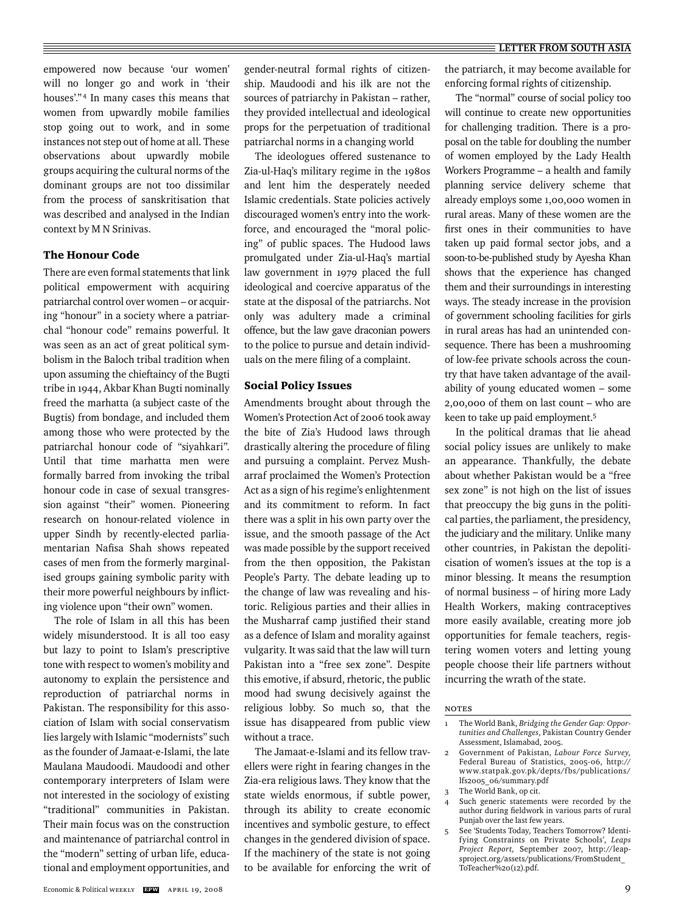empowered now because 'our women' will no longer go and work in 'their houses'."[4] In many cases this means that women from upwardly mobile families stop going out to work, and in some instances not step out of home at all. These observations about upwardly mobile groups acquiring the cultural norms of the dominant groups are not too dissimilar from the process of sanskritisation that was described and analysed in the Indian context by M N Srinivas.

## The Honour Code

There are even formal statements that link political empowerment with acquiring patriarchal control over women – or acquiring "honour" in a society where a patriarchal "honour code" remains powerful. It was seen as an act of great political symbolism in the Baloch tribal tradition when upon assuming the chieftaincy of the Bugti tribe in 1944, Akbar Khan Bugti nominally freed the marhatta (a subject caste of the Bugtis) from bondage, and included them among those who were protected by the patriarchal honour code of "siyahkari". Until that time marhatta men were formally barred from invoking the tribal honour code in case of sexual transgression against "their" women. Pioneering research on honour-related violence in upper Sindh by recently-elected parliamentarian Nafisa Shah shows repeated cases of men from the formerly marginalised groups gaining symbolic parity with their more powerful neighbours by inflicting violence upon "their own" women.

The role of Islam in all this has been widely misunderstood. It is all too easy but lazy to point to Islam's prescriptive tone with respect to women's mobility and autonomy to explain the persistence and reproduction of patriarchal norms in Pakistan. The responsibility for this association of Islam with social conservatism lies largely with Islamic "modernists" such as the founder of Jamaat-e-Islami, the late Maulana Maudoodi. Maudoodi and other contemporary interpreters of Islam were not interested in the sociology of existing "traditional" communities in Pakistan. Their main focus was on the construction and maintenance of patriarchal control in the "modern" setting of urban life, educational and employment opportunities, and gender-neutral formal rights of citizenship. Maudoodi and his ilk are not the sources of patriarchy in Pakistan – rather, they provided intellectual and ideological props for the perpetuation of traditional patriarchal norms in a changing world

The ideologues offered sustenance to Zia-ul-Haq's military regime in the 1980s and lent him the desperately needed Islamic credentials. State policies actively discouraged women's entry into the workforce, and encouraged the "moral policing" of public spaces. The Hudood laws promulgated under Zia-ul-Haq's martial law government in 1979 placed the full ideological and coercive apparatus of the state at the disposal of the patriarchs. Not only was adultery made a criminal offence, but the law gave draconian powers to the police to pursue and detain individuals on the mere filing of a complaint.

## Social Policy Issues

Amendments brought about through the Women's Protection Act of 2006 took away the bite of Zia's Hudood laws through drastically altering the procedure of filing and pursuing a complaint. Pervez Musharraf proclaimed the Women's Protection Act as a sign of his regime's enlightenment and its commitment to reform. In fact there was a split in his own party over the issue, and the smooth passage of the Act was made possible by the support received from the then opposition, the Pakistan People's Party. The debate leading up to the change of law was revealing and historic. Religious parties and their allies in the Musharraf camp justified their stand as a defence of Islam and morality against vulgarity. It was said that the law will turn Pakistan into a "free sex zone". Despite this emotive, if absurd, rhetoric, the public mood had swung decisively against the religious lobby. So much so, that the issue has disappeared from public view without a trace.

The Jamaat-e-Islami and its fellow travellers were right in fearing changes in the Zia-era religious laws. They know that the state wields enormous, if subtle power, through its ability to create economic incentives and symbolic gesture, to effect changes in the gendered division of space. If the machinery of the state is not going to be available for enforcing the writ of the patriarch, it may become available for enforcing formal rights of citizenship.

The "normal" course of social policy too will continue to create new opportunities for challenging tradition. There is a proposal on the table for doubling the number of women employed by the Lady Health Workers Programme – a health and family planning service delivery scheme that already employs some 1,00,000 women in rural areas. Many of these women are the first ones in their communities to have taken up paid formal sector jobs, and a soon-to-be-published study by Ayesha Khan shows that the experience has changed them and their surroundings in interesting ways. The steady increase in the provision of government schooling facilities for girls in rural areas has had an unintended consequence. There has been a mushrooming of low-fee private schools across the country that have taken advantage of the availability of young educated women – some 2,00,000 of them on last count – who are keen to take up paid employment.[5]

In the political dramas that lie ahead social policy issues are unlikely to make an appearance. Thankfully, the debate about whether Pakistan would be a "free sex zone" is not high on the list of issues that preoccupy the big guns in the political parties, the parliament, the presidency, the judiciary and the military. Unlike many other countries, in Pakistan the depoliticisation of women's issues at the top is a minor blessing. It means the resumption of normal business – of hiring more Lady Health Workers, making contraceptives more easily available, creating more job opportunities for female teachers, registering women voters and letting young people choose their life partners without incurring the wrath of the state.

### Notes

1. The World Bank, *Bridging the Gender Gap: Opportunities and Challenges*, Pakistan Country Gender Assessment, Islamabad, 2005.
2. Government of Pakistan, *Labour Force Survey*, Federal Bureau of Statistics, 2005-06, http://www.statpak.gov.pk/depts/fbs/publications/lfs2005_06/summary.pdf
3. The World Bank, op cit.
4. Such generic statements were recorded by the author during fieldwork in various parts of rural Punjab over the last few years.
5. See 'Students Today, Teachers Tomorrow? Identifying Constraints on Private Schools', *Leaps Project Report*, September 2007, http://leapsproject.org/assets/publications/FromStudent_ToTeacher%20(12).pdf.